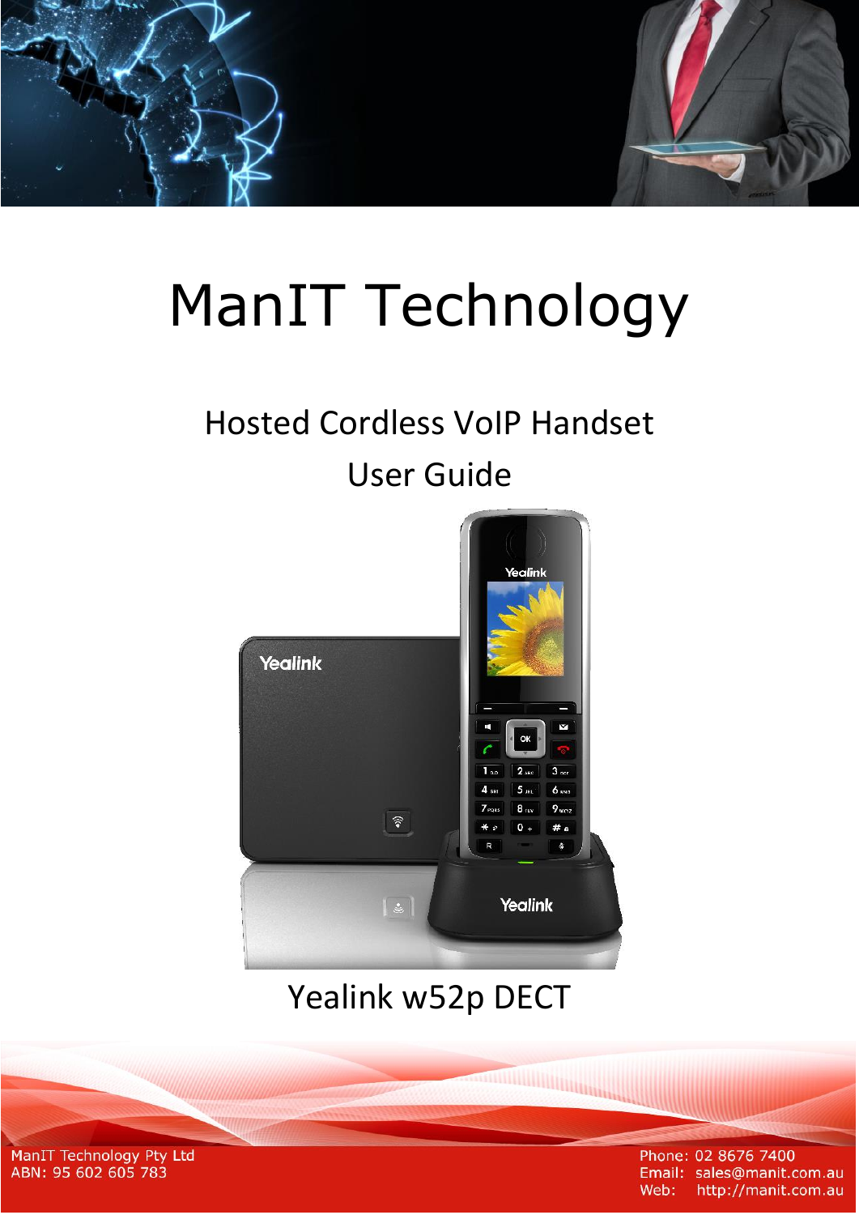# ManIT Technology

## Hosted Cordless VoIP Handset

## User Guide

Yealink w52p DECT

ManIT Technology Pty Ltd
ABN: 95 602 605 783

Phone: 02 8676 7400
Email: sales@manit.com.au
Web: http://manit.com.au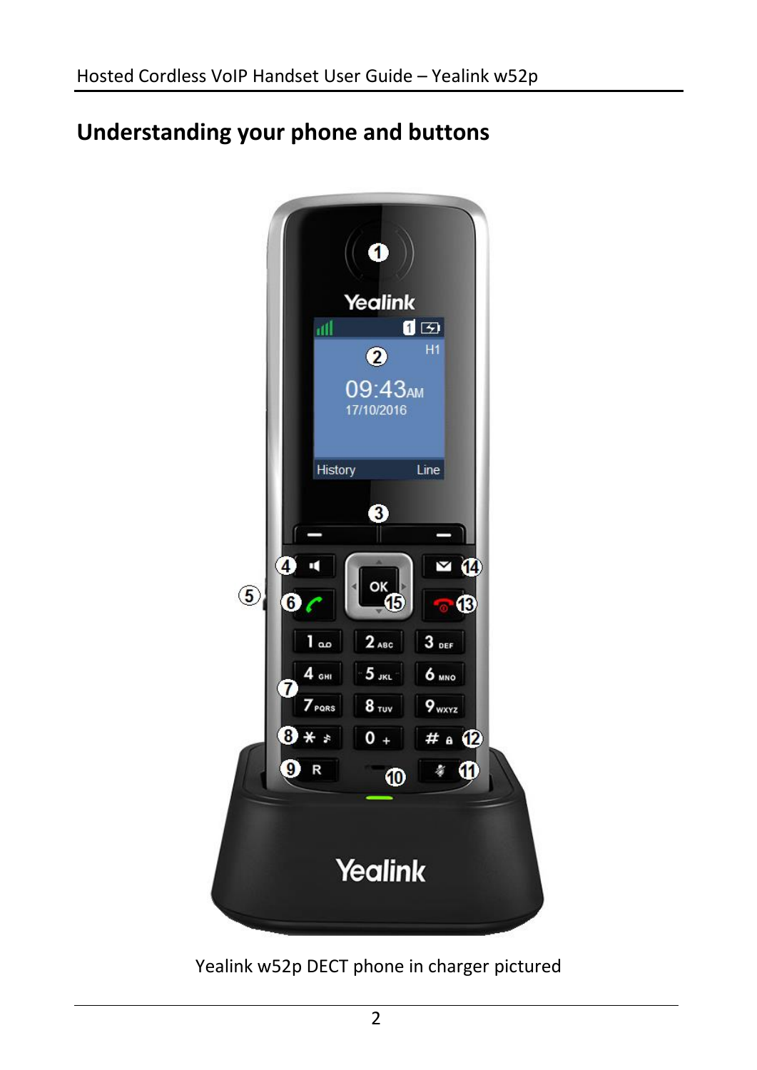## Understanding your phone and buttons

Yealink w52p DECT phone in charger pictured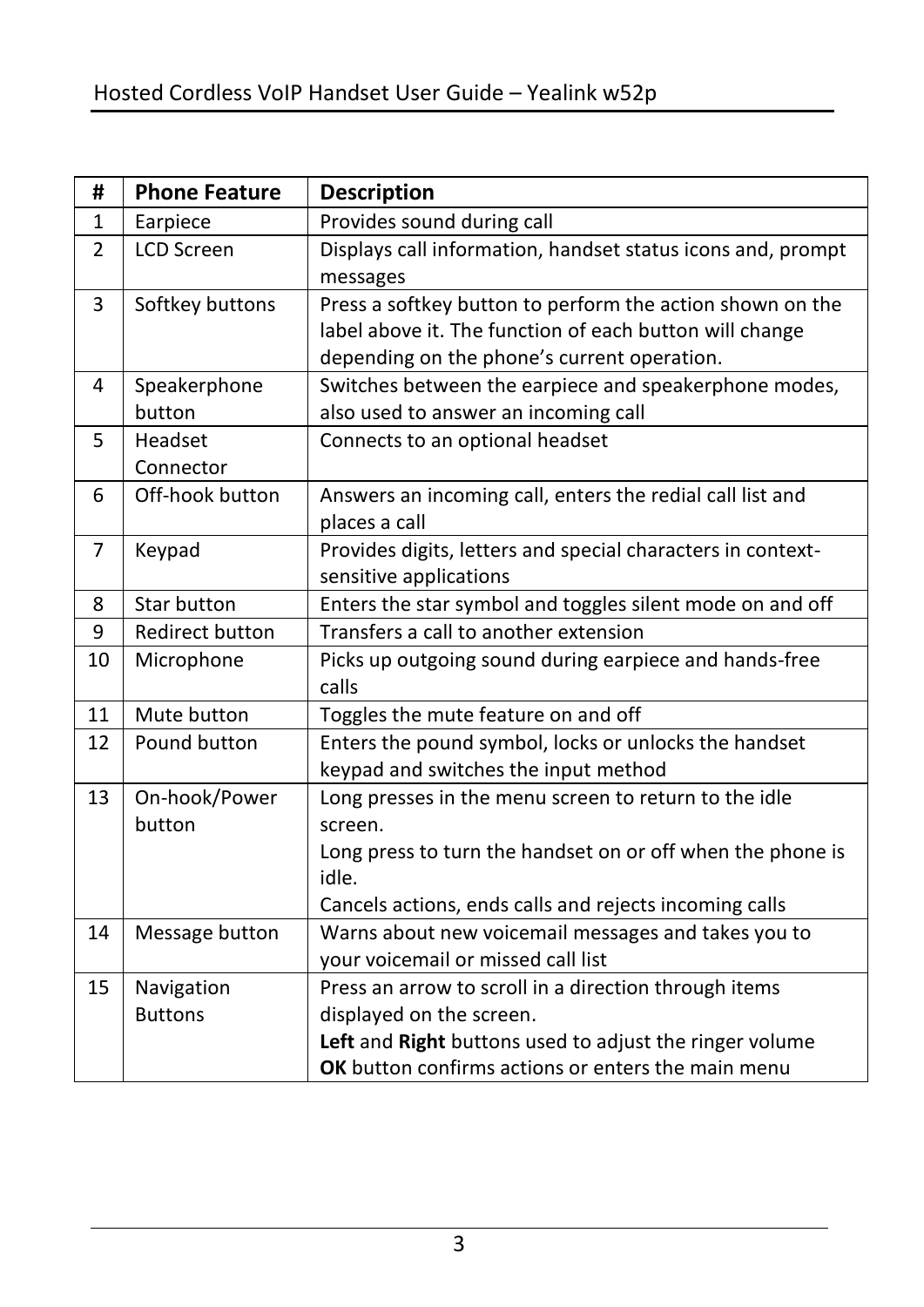| # | Phone Feature | Description |
|---|---|---|
| 1 | Earpiece | Provides sound during call |
| 2 | LCD Screen | Displays call information, handset status icons and, prompt messages |
| 3 | Softkey buttons | Press a softkey button to perform the action shown on the label above it. The function of each button will change depending on the phone's current operation. |
| 4 | Speakerphone button | Switches between the earpiece and speakerphone modes, also used to answer an incoming call |
| 5 | Headset Connector | Connects to an optional headset |
| 6 | Off-hook button | Answers an incoming call, enters the redial call list and places a call |
| 7 | Keypad | Provides digits, letters and special characters in context-sensitive applications |
| 8 | Star button | Enters the star symbol and toggles silent mode on and off |
| 9 | Redirect button | Transfers a call to another extension |
| 10 | Microphone | Picks up outgoing sound during earpiece and hands-free calls |
| 11 | Mute button | Toggles the mute feature on and off |
| 12 | Pound button | Enters the pound symbol, locks or unlocks the handset keypad and switches the input method |
| 13 | On-hook/Power button | Long presses in the menu screen to return to the idle screen.<br>Long press to turn the handset on or off when the phone is idle.<br>Cancels actions, ends calls and rejects incoming calls |
| 14 | Message button | Warns about new voicemail messages and takes you to your voicemail or missed call list |
| 15 | Navigation Buttons | Press an arrow to scroll in a direction through items displayed on the screen.<br>**Left** and **Right** buttons used to adjust the ringer volume<br>**OK** button confirms actions or enters the main menu |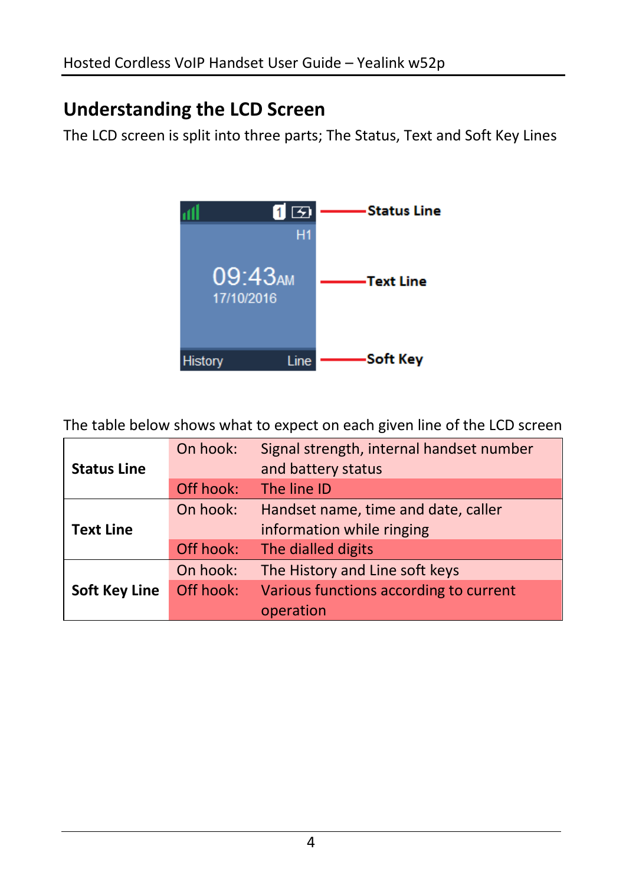## Understanding the LCD Screen

The LCD screen is split into three parts; The Status, Text and Soft Key Lines

The table below shows what to expect on each given line of the LCD screen

| | | |
|---|---|---|
| **Status Line** | On hook: | Signal strength, internal handset number and battery status |
| | Off hook: | The line ID |
| **Text Line** | On hook: | Handset name, time and date, caller information while ringing |
| | Off hook: | The dialled digits |
| **Soft Key Line** | On hook: | The History and Line soft keys |
| | Off hook: | Various functions according to current operation |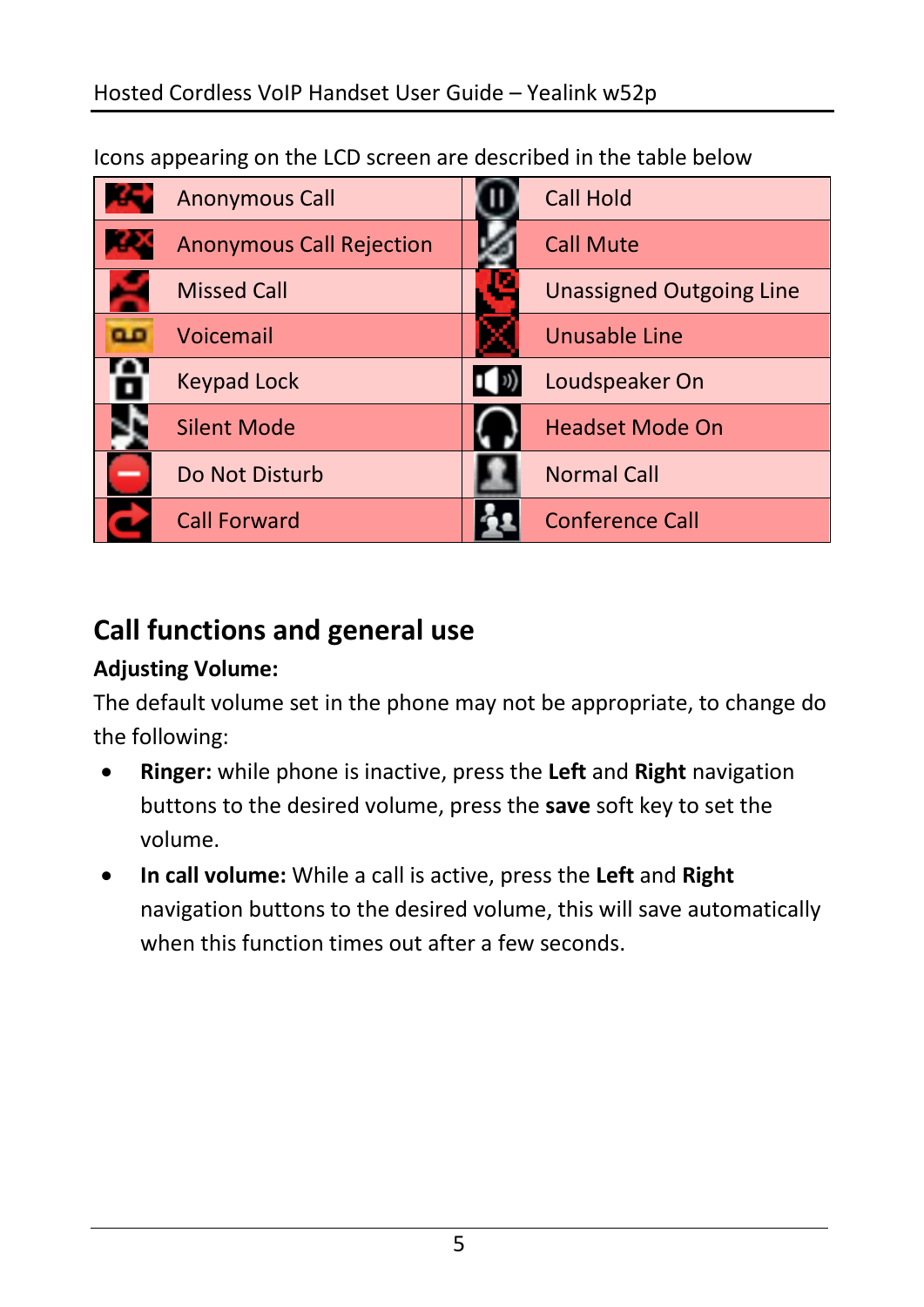Icons appearing on the LCD screen are described in the table below

| | | | |
|---|---|---|---|
| | Anonymous Call | | Call Hold |
| | Anonymous Call Rejection | | Call Mute |
| | Missed Call | | Unassigned Outgoing Line |
| | Voicemail | | Unusable Line |
| | Keypad Lock | | Loudspeaker On |
| | Silent Mode | | Headset Mode On |
| | Do Not Disturb | | Normal Call |
| | Call Forward | | Conference Call |

## Call functions and general use

**Adjusting Volume:**

The default volume set in the phone may not be appropriate, to change do the following:

- **Ringer:** while phone is inactive, press the **Left** and **Right** navigation buttons to the desired volume, press the **save** soft key to set the volume.
- **In call volume:** While a call is active, press the **Left** and **Right** navigation buttons to the desired volume, this will save automatically when this function times out after a few seconds.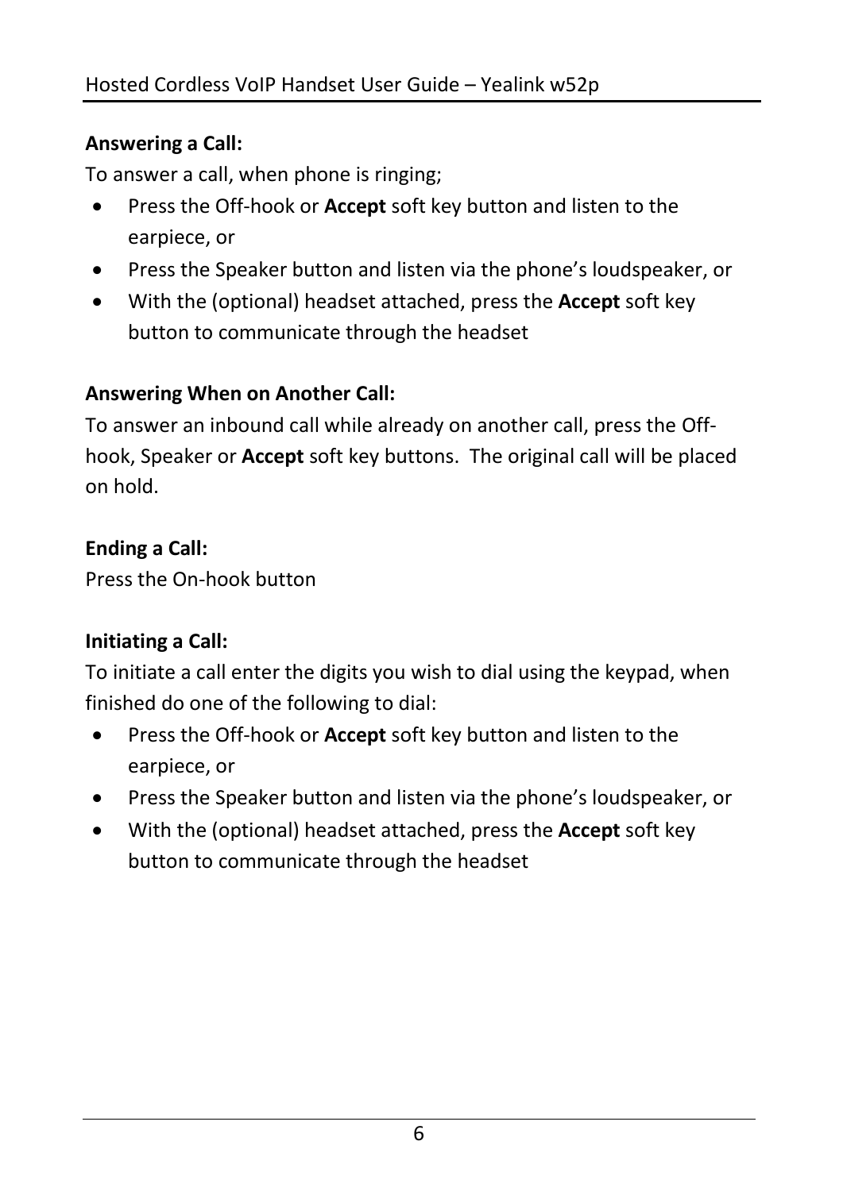**Answering a Call:**

To answer a call, when phone is ringing;

- Press the Off-hook or **Accept** soft key button and listen to the earpiece, or
- Press the Speaker button and listen via the phone's loudspeaker, or
- With the (optional) headset attached, press the **Accept** soft key button to communicate through the headset

**Answering When on Another Call:**

To answer an inbound call while already on another call, press the Off-hook, Speaker or **Accept** soft key buttons. The original call will be placed on hold.

**Ending a Call:**

Press the On-hook button

**Initiating a Call:**

To initiate a call enter the digits you wish to dial using the keypad, when finished do one of the following to dial:

- Press the Off-hook or **Accept** soft key button and listen to the earpiece, or
- Press the Speaker button and listen via the phone's loudspeaker, or
- With the (optional) headset attached, press the **Accept** soft key button to communicate through the headset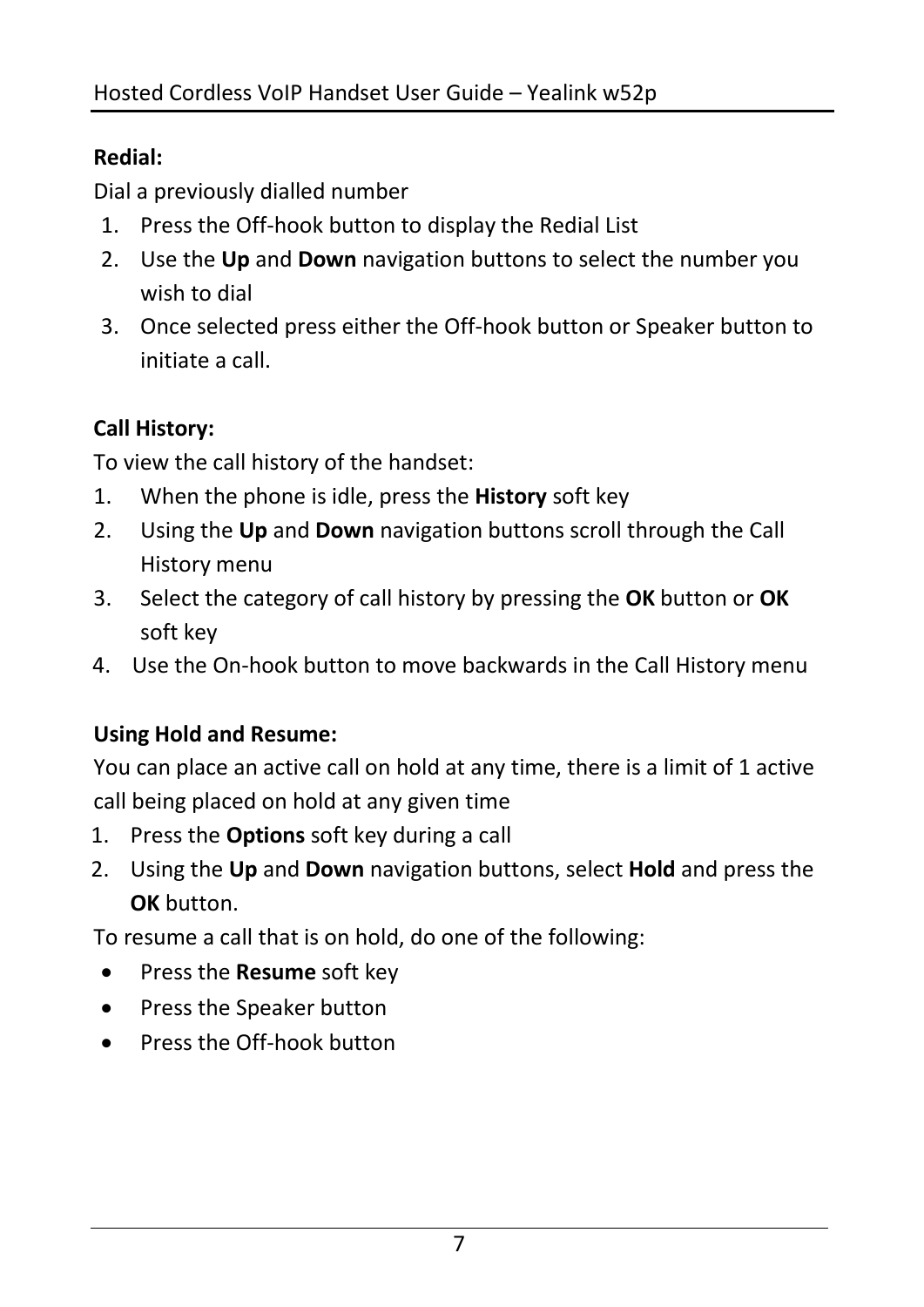**Redial:**

Dial a previously dialled number

1. Press the Off-hook button to display the Redial List
2. Use the **Up** and **Down** navigation buttons to select the number you wish to dial
3. Once selected press either the Off-hook button or Speaker button to initiate a call.

**Call History:**

To view the call history of the handset:

1. When the phone is idle, press the **History** soft key
2. Using the **Up** and **Down** navigation buttons scroll through the Call History menu
3. Select the category of call history by pressing the **OK** button or **OK** soft key
4. Use the On-hook button to move backwards in the Call History menu

**Using Hold and Resume:**

You can place an active call on hold at any time, there is a limit of 1 active call being placed on hold at any given time

1. Press the **Options** soft key during a call
2. Using the **Up** and **Down** navigation buttons, select **Hold** and press the **OK** button.

To resume a call that is on hold, do one of the following:

- Press the **Resume** soft key
- Press the Speaker button
- Press the Off-hook button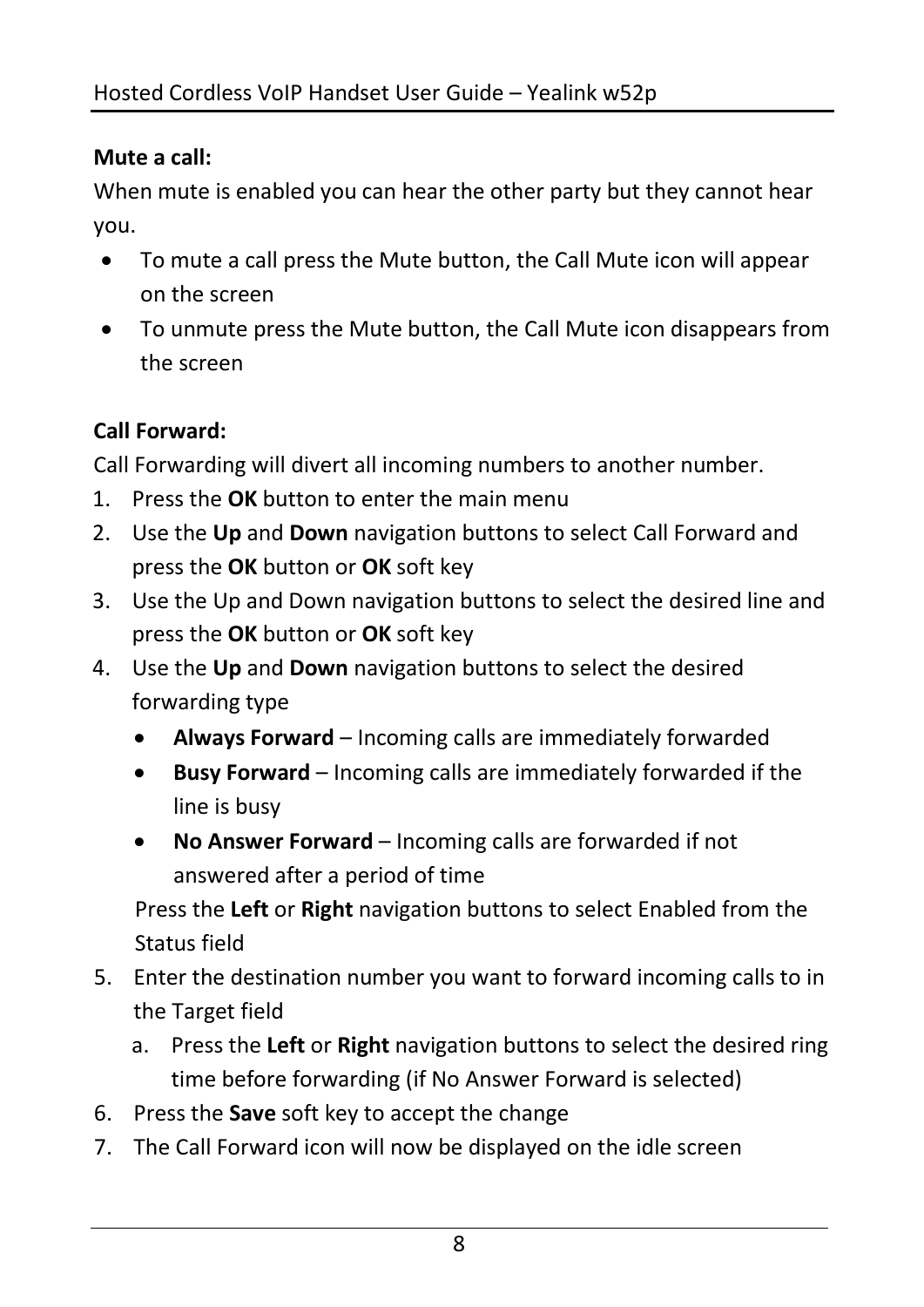**Mute a call:**

When mute is enabled you can hear the other party but they cannot hear you.

- To mute a call press the Mute button, the Call Mute icon will appear on the screen
- To unmute press the Mute button, the Call Mute icon disappears from the screen

**Call Forward:**

Call Forwarding will divert all incoming numbers to another number.

1. Press the **OK** button to enter the main menu
2. Use the **Up** and **Down** navigation buttons to select Call Forward and press the **OK** button or **OK** soft key
3. Use the Up and Down navigation buttons to select the desired line and press the **OK** button or **OK** soft key
4. Use the **Up** and **Down** navigation buttons to select the desired forwarding type
   - **Always Forward** – Incoming calls are immediately forwarded
   - **Busy Forward** – Incoming calls are immediately forwarded if the line is busy
   - **No Answer Forward** – Incoming calls are forwarded if not answered after a period of time

   Press the **Left** or **Right** navigation buttons to select Enabled from the Status field
5. Enter the destination number you want to forward incoming calls to in the Target field
   a. Press the **Left** or **Right** navigation buttons to select the desired ring time before forwarding (if No Answer Forward is selected)
6. Press the **Save** soft key to accept the change
7. The Call Forward icon will now be displayed on the idle screen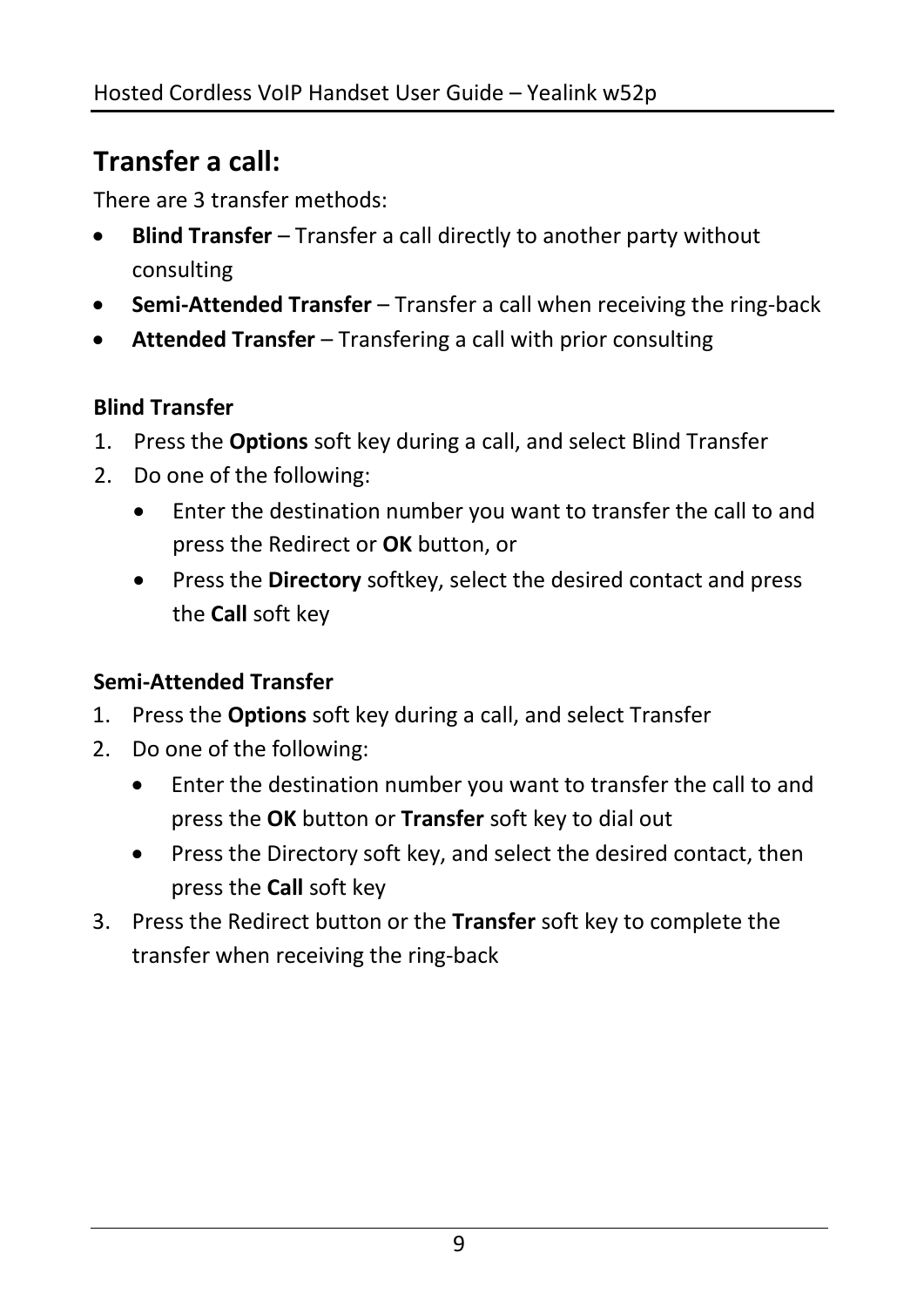## Transfer a call:

There are 3 transfer methods:

- **Blind Transfer** – Transfer a call directly to another party without consulting
- **Semi-Attended Transfer** – Transfer a call when receiving the ring-back
- **Attended Transfer** – Transfering a call with prior consulting

**Blind Transfer**

1. Press the **Options** soft key during a call, and select Blind Transfer
2. Do one of the following:
   - Enter the destination number you want to transfer the call to and press the Redirect or **OK** button, or
   - Press the **Directory** softkey, select the desired contact and press the **Call** soft key

**Semi-Attended Transfer**

1. Press the **Options** soft key during a call, and select Transfer
2. Do one of the following:
   - Enter the destination number you want to transfer the call to and press the **OK** button or **Transfer** soft key to dial out
   - Press the Directory soft key, and select the desired contact, then press the **Call** soft key
3. Press the Redirect button or the **Transfer** soft key to complete the transfer when receiving the ring-back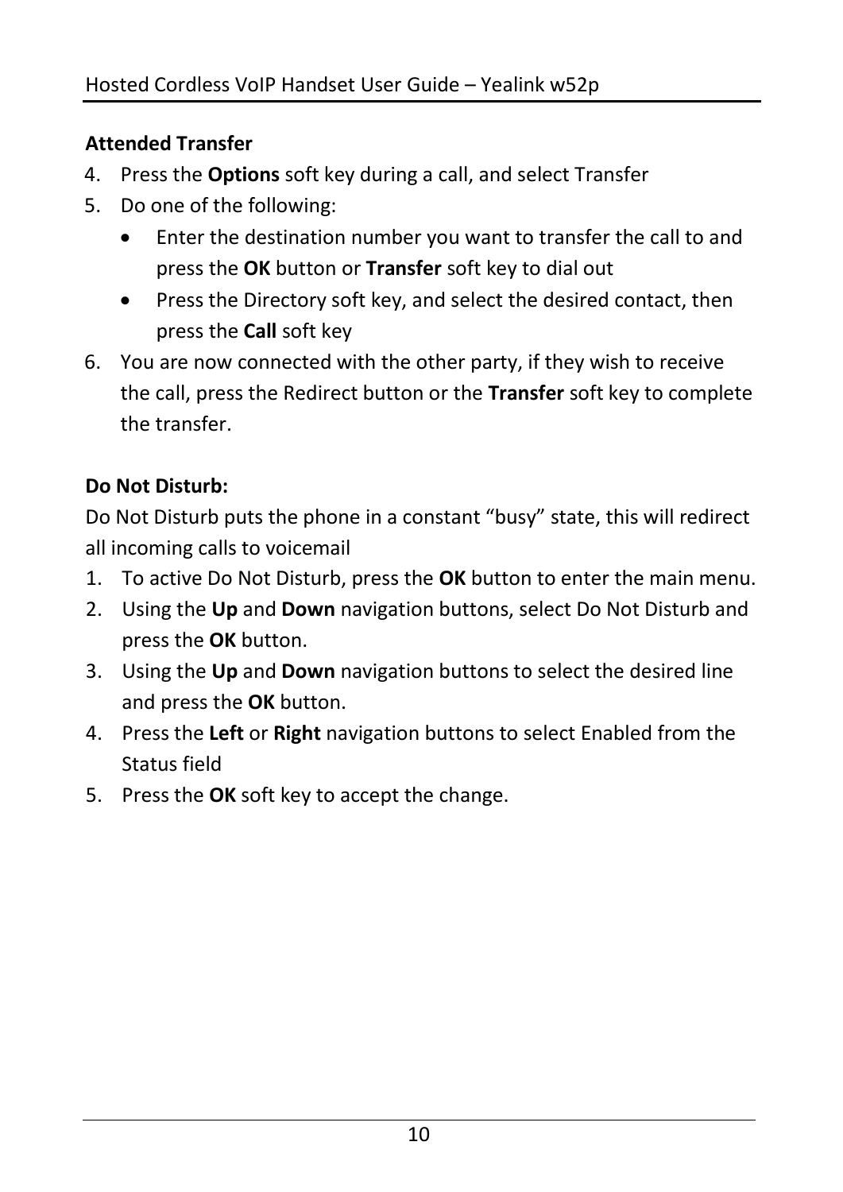**Attended Transfer**

4. Press the **Options** soft key during a call, and select Transfer
5. Do one of the following:
    - Enter the destination number you want to transfer the call to and press the **OK** button or **Transfer** soft key to dial out
    - Press the Directory soft key, and select the desired contact, then press the **Call** soft key
6. You are now connected with the other party, if they wish to receive the call, press the Redirect button or the **Transfer** soft key to complete the transfer.

**Do Not Disturb:**

Do Not Disturb puts the phone in a constant "busy" state, this will redirect all incoming calls to voicemail

1. To active Do Not Disturb, press the **OK** button to enter the main menu.
2. Using the **Up** and **Down** navigation buttons, select Do Not Disturb and press the **OK** button.
3. Using the **Up** and **Down** navigation buttons to select the desired line and press the **OK** button.
4. Press the **Left** or **Right** navigation buttons to select Enabled from the Status field
5. Press the **OK** soft key to accept the change.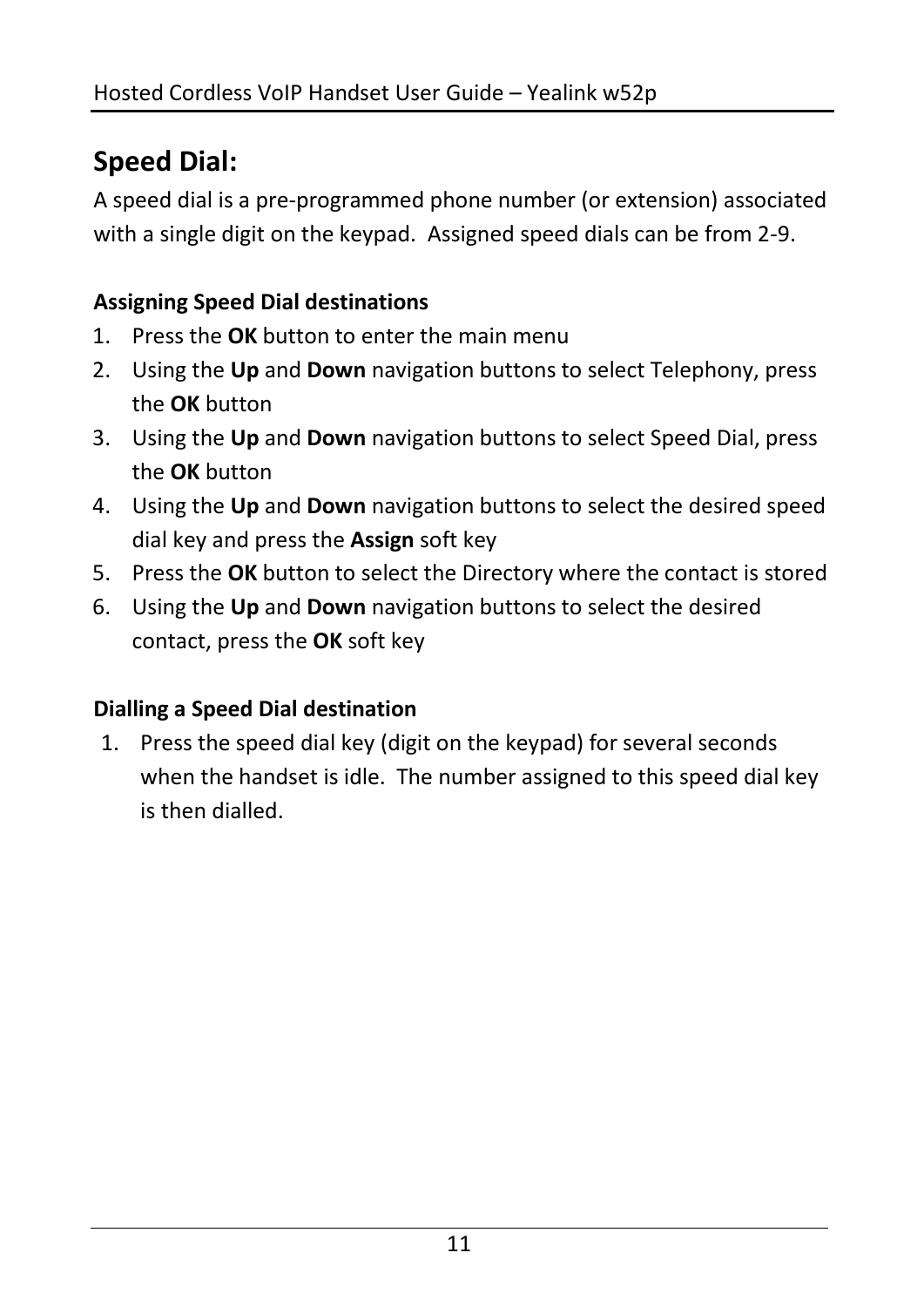## Speed Dial:

A speed dial is a pre-programmed phone number (or extension) associated with a single digit on the keypad. Assigned speed dials can be from 2-9.

**Assigning Speed Dial destinations**

1. Press the **OK** button to enter the main menu
2. Using the **Up** and **Down** navigation buttons to select Telephony, press the **OK** button
3. Using the **Up** and **Down** navigation buttons to select Speed Dial, press the **OK** button
4. Using the **Up** and **Down** navigation buttons to select the desired speed dial key and press the **Assign** soft key
5. Press the **OK** button to select the Directory where the contact is stored
6. Using the **Up** and **Down** navigation buttons to select the desired contact, press the **OK** soft key

**Dialling a Speed Dial destination**

1. Press the speed dial key (digit on the keypad) for several seconds when the handset is idle. The number assigned to this speed dial key is then dialled.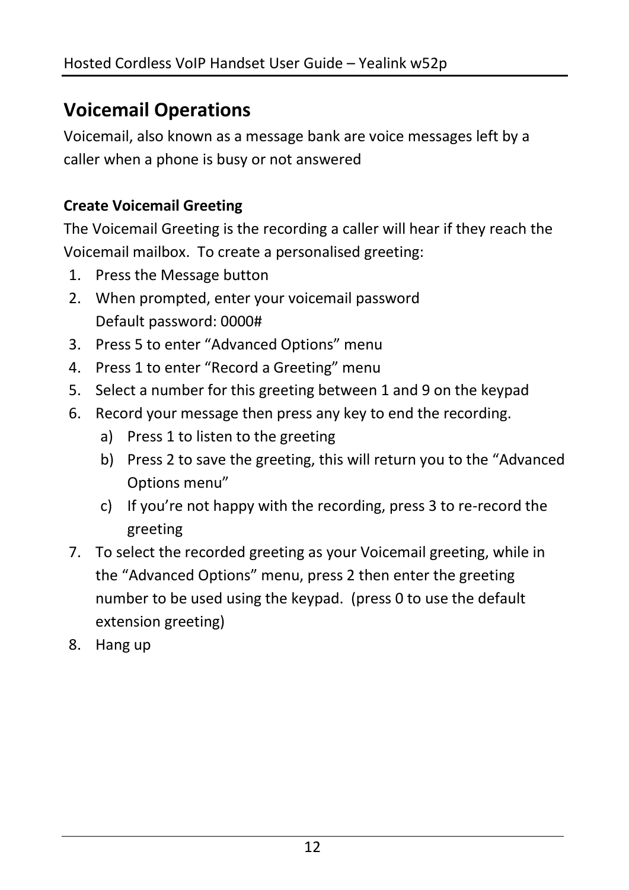# Voicemail Operations

Voicemail, also known as a message bank are voice messages left by a caller when a phone is busy or not answered

**Create Voicemail Greeting**

The Voicemail Greeting is the recording a caller will hear if they reach the Voicemail mailbox. To create a personalised greeting:

1. Press the Message button
2. When prompted, enter your voicemail password
   Default password: 0000#
3. Press 5 to enter "Advanced Options" menu
4. Press 1 to enter "Record a Greeting" menu
5. Select a number for this greeting between 1 and 9 on the keypad
6. Record your message then press any key to end the recording.
   a) Press 1 to listen to the greeting
   b) Press 2 to save the greeting, this will return you to the "Advanced Options menu"
   c) If you're not happy with the recording, press 3 to re-record the greeting
7. To select the recorded greeting as your Voicemail greeting, while in the "Advanced Options" menu, press 2 then enter the greeting number to be used using the keypad. (press 0 to use the default extension greeting)
8. Hang up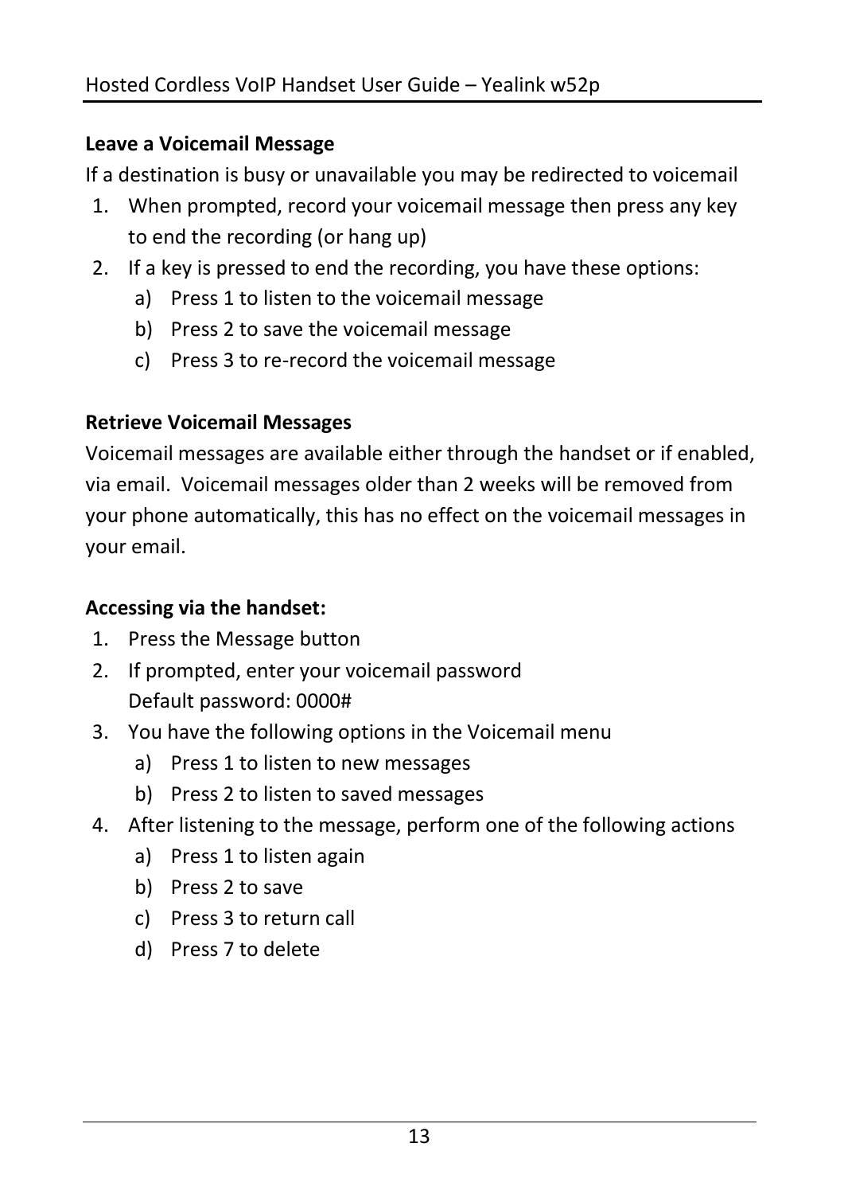**Leave a Voicemail Message**

If a destination is busy or unavailable you may be redirected to voicemail

1. When prompted, record your voicemail message then press any key to end the recording (or hang up)
2. If a key is pressed to end the recording, you have these options:
   a) Press 1 to listen to the voicemail message
   b) Press 2 to save the voicemail message
   c) Press 3 to re-record the voicemail message

**Retrieve Voicemail Messages**

Voicemail messages are available either through the handset or if enabled, via email. Voicemail messages older than 2 weeks will be removed from your phone automatically, this has no effect on the voicemail messages in your email.

**Accessing via the handset:**

1. Press the Message button
2. If prompted, enter your voicemail password
   Default password: 0000#
3. You have the following options in the Voicemail menu
   a) Press 1 to listen to new messages
   b) Press 2 to listen to saved messages
4. After listening to the message, perform one of the following actions
   a) Press 1 to listen again
   b) Press 2 to save
   c) Press 3 to return call
   d) Press 7 to delete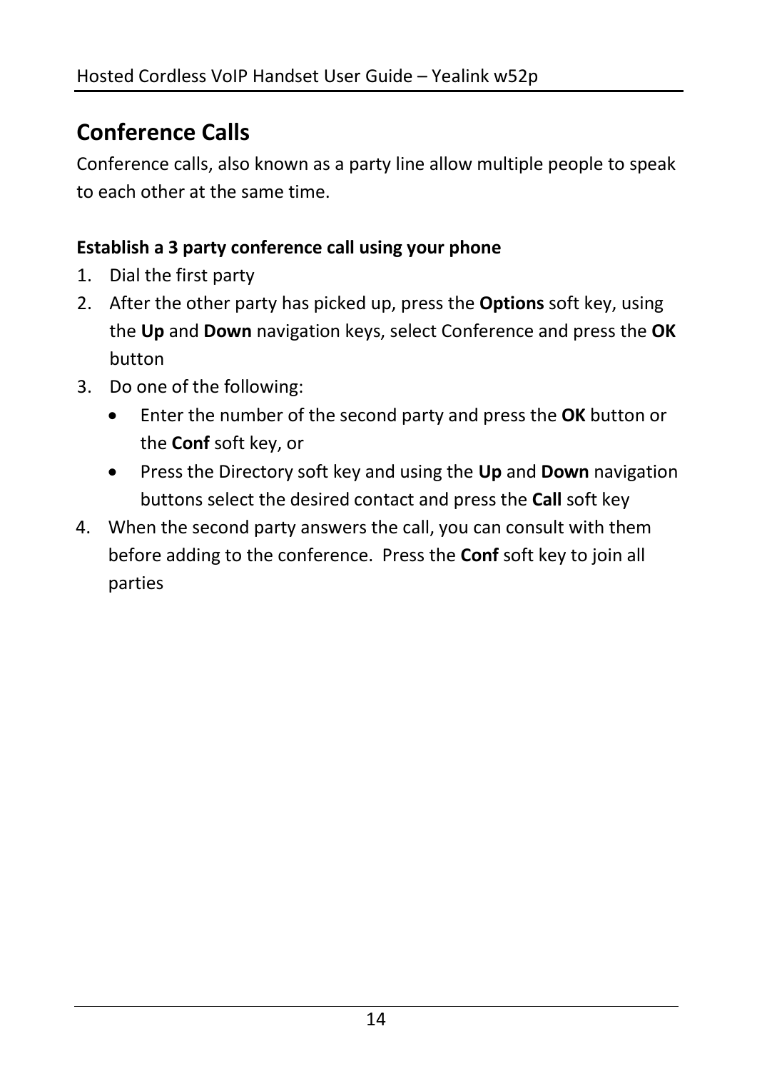## Conference Calls

Conference calls, also known as a party line allow multiple people to speak to each other at the same time.

**Establish a 3 party conference call using your phone**

1. Dial the first party
2. After the other party has picked up, press the **Options** soft key, using the **Up** and **Down** navigation keys, select Conference and press the **OK** button
3. Do one of the following:
   - Enter the number of the second party and press the **OK** button or the **Conf** soft key, or
   - Press the Directory soft key and using the **Up** and **Down** navigation buttons select the desired contact and press the **Call** soft key
4. When the second party answers the call, you can consult with them before adding to the conference. Press the **Conf** soft key to join all parties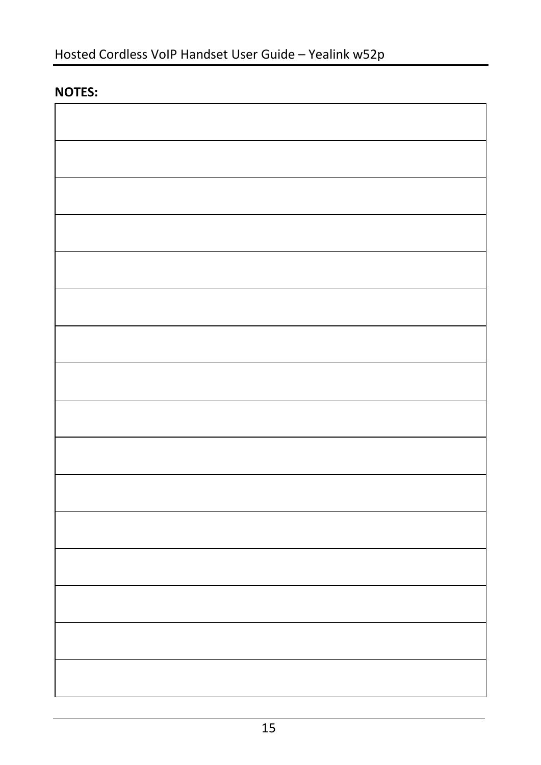**NOTES:**

| |
|---|
| |
| |
| |
| |
| |
| |
| |
| |
| |
| |
| |
| |
| |
| |
| |